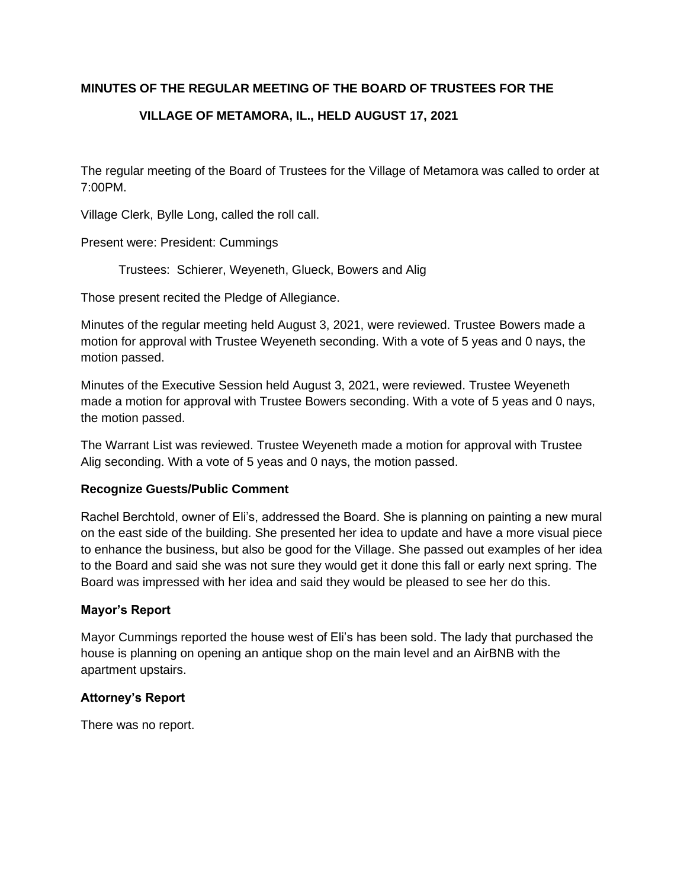**MINUTES OF THE REGULAR MEETING OF THE BOARD OF TRUSTEES FOR THE VILLAGE OF METAMORA, IL., HELD AUGUST 17, 2021**

The regular meeting of the Board of Trustees for the Village of Metamora was called to order at 7:00PM.

Village Clerk, Bylle Long, called the roll call.

Present were: President: Cummings

Trustees: Schierer, Weyeneth, Glueck, Bowers and Alig

Those present recited the Pledge of Allegiance.

Minutes of the regular meeting held August 3, 2021, were reviewed. Trustee Bowers made a motion for approval with Trustee Weyeneth seconding. With a vote of 5 yeas and 0 nays, the motion passed.

Minutes of the Executive Session held August 3, 2021, were reviewed. Trustee Weyeneth made a motion for approval with Trustee Bowers seconding. With a vote of 5 yeas and 0 nays, the motion passed.

The Warrant List was reviewed. Trustee Weyeneth made a motion for approval with Trustee Alig seconding. With a vote of 5 yeas and 0 nays, the motion passed.

**Recognize Guests/Public Comment**

Rachel Berchtold, owner of Eli's, addressed the Board. She is planning on painting a new mural on the east side of the building. She presented her idea to update and have a more visual piece to enhance the business, but also be good for the Village. She passed out examples of her idea to the Board and said she was not sure they would get it done this fall or early next spring. The Board was impressed with her idea and said they would be pleased to see her do this.

**Mayor's Report**

Mayor Cummings reported the house west of Eli's has been sold. The lady that purchased the house is planning on opening an antique shop on the main level and an AirBNB with the apartment upstairs.

**Attorney's Report**

There was no report.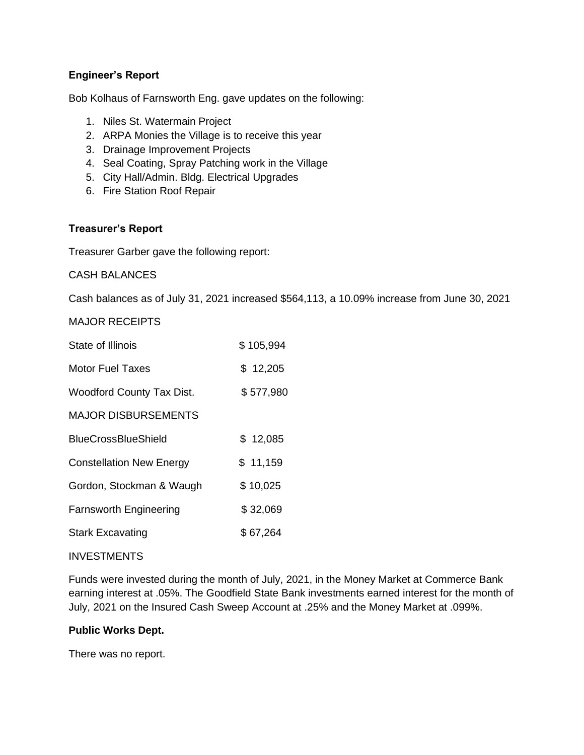**Engineer's Report**

Bob Kolhaus of Farnsworth Eng. gave updates on the following:

1. Niles St. Watermain Project
2. ARPA Monies the Village is to receive this year
3. Drainage Improvement Projects
4. Seal Coating, Spray Patching work in the Village
5. City Hall/Admin. Bldg. Electrical Upgrades
6. Fire Station Roof Repair

**Treasurer's Report**

Treasurer Garber gave the following report:

CASH BALANCES

Cash balances as of July 31, 2021 increased $564,113, a 10.09% increase from June 30, 2021

MAJOR RECEIPTS

| | |
|---|---|
| State of Illinois | $ 105,994 |
| Motor Fuel Taxes | $ 12,205 |
| Woodford County Tax Dist. | $ 577,980 |

MAJOR DISBURSEMENTS

| | |
|---|---|
| BlueCrossBlueShield | $ 12,085 |
| Constellation New Energy | $ 11,159 |
| Gordon, Stockman & Waugh | $ 10,025 |
| Farnsworth Engineering | $ 32,069 |
| Stark Excavating | $ 67,264 |

INVESTMENTS

Funds were invested during the month of July, 2021, in the Money Market at Commerce Bank earning interest at .05%. The Goodfield State Bank investments earned interest for the month of July, 2021 on the Insured Cash Sweep Account at .25% and the Money Market at .099%.

**Public Works Dept.**

There was no report.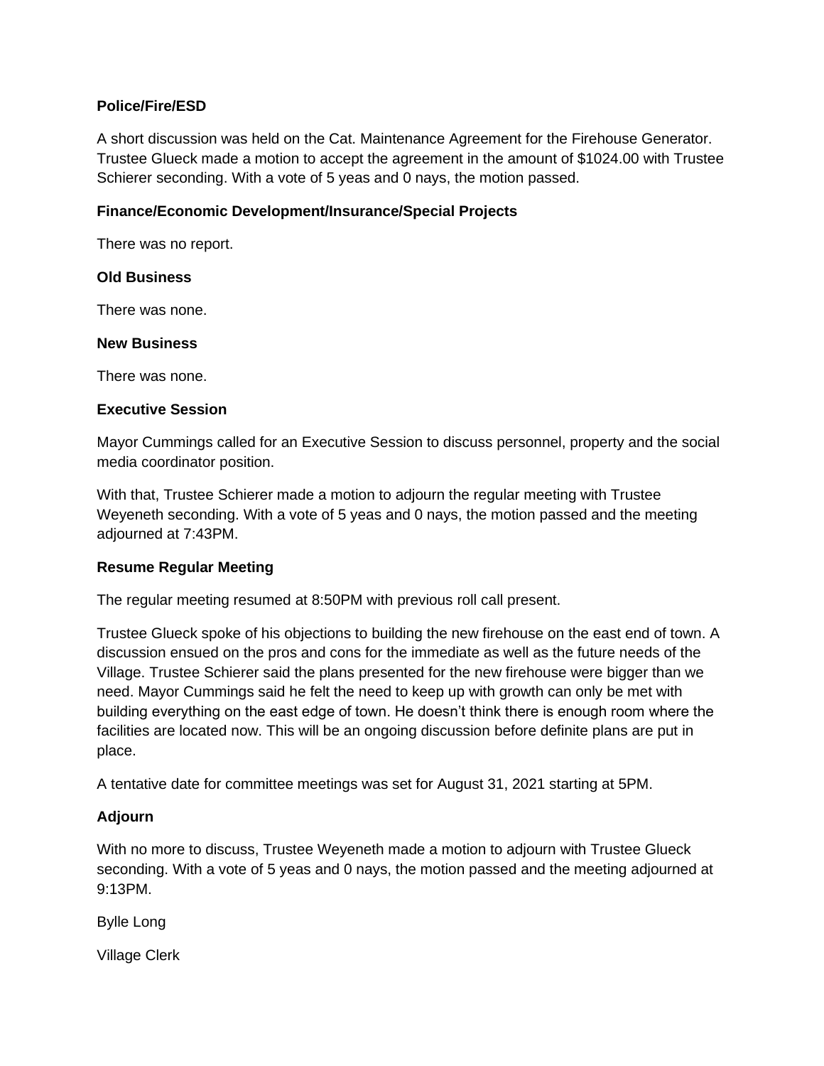**Police/Fire/ESD**

A short discussion was held on the Cat. Maintenance Agreement for the Firehouse Generator. Trustee Glueck made a motion to accept the agreement in the amount of $1024.00 with Trustee Schierer seconding. With a vote of 5 yeas and 0 nays, the motion passed.

**Finance/Economic Development/Insurance/Special Projects**

There was no report.

**Old Business**

There was none.

**New Business**

There was none.

**Executive Session**

Mayor Cummings called for an Executive Session to discuss personnel, property and the social media coordinator position.

With that, Trustee Schierer made a motion to adjourn the regular meeting with Trustee Weyeneth seconding. With a vote of 5 yeas and 0 nays, the motion passed and the meeting adjourned at 7:43PM.

**Resume Regular Meeting**

The regular meeting resumed at 8:50PM with previous roll call present.

Trustee Glueck spoke of his objections to building the new firehouse on the east end of town. A discussion ensued on the pros and cons for the immediate as well as the future needs of the Village. Trustee Schierer said the plans presented for the new firehouse were bigger than we need. Mayor Cummings said he felt the need to keep up with growth can only be met with building everything on the east edge of town. He doesn't think there is enough room where the facilities are located now. This will be an ongoing discussion before definite plans are put in place.

A tentative date for committee meetings was set for August 31, 2021 starting at 5PM.

**Adjourn**

With no more to discuss, Trustee Weyeneth made a motion to adjourn with Trustee Glueck seconding. With a vote of 5 yeas and 0 nays, the motion passed and the meeting adjourned at 9:13PM.

Bylle Long

Village Clerk